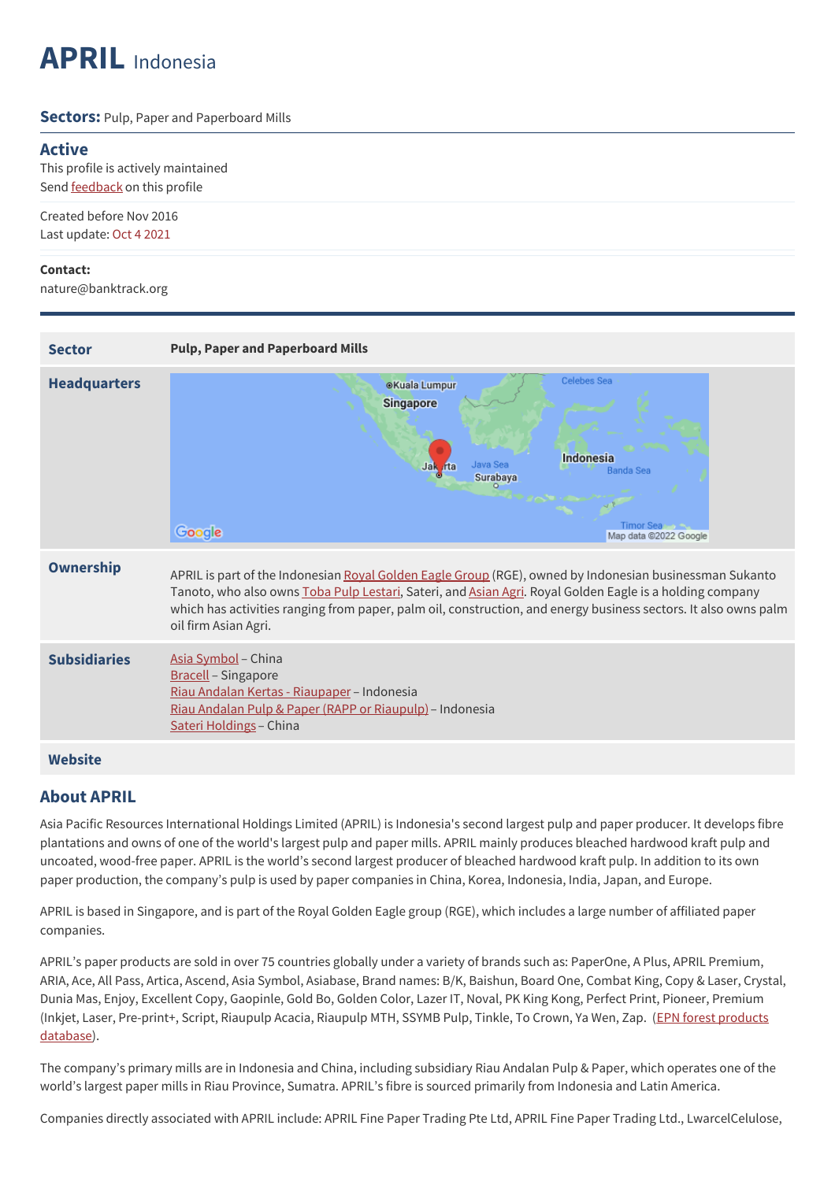# APRIL Indonesia

**Sectors:** Pulp, Paper and Paperboard Mills

## Active

This profile is actively maintained
Send feedback on this profile

Created before Nov 2016
Last update: Oct 4 2021

**Contact:**
nature@banktrack.org

| | |
|---|---|
| **Sector** | **Pulp, Paper and Paperboard Mills** |
| **Headquarters** | |
| **Ownership** | APRIL is part of the Indonesian Royal Golden Eagle Group (RGE), owned by Indonesian businessman Sukanto Tanoto, who also owns Toba Pulp Lestari, Sateri, and Asian Agri. Royal Golden Eagle is a holding company which has activities ranging from paper, palm oil, construction, and energy business sectors. It also owns palm oil firm Asian Agri. |
| **Subsidiaries** | Asia Symbol – China<br>Bracell – Singapore<br>Riau Andalan Kertas - Riaupaper – Indonesia<br>Riau Andalan Pulp & Paper (RAPP or Riaupulp) – Indonesia<br>Sateri Holdings – China |
| **Website** | |

## About APRIL

Asia Pacific Resources International Holdings Limited (APRIL) is Indonesia's second largest pulp and paper producer. It develops fibre plantations and owns of one of the world's largest pulp and paper mills. APRIL mainly produces bleached hardwood kraft pulp and uncoated, wood-free paper. APRIL is the world's second largest producer of bleached hardwood kraft pulp. In addition to its own paper production, the company's pulp is used by paper companies in China, Korea, Indonesia, India, Japan, and Europe.

APRIL is based in Singapore, and is part of the Royal Golden Eagle group (RGE), which includes a large number of affiliated paper companies.

APRIL's paper products are sold in over 75 countries globally under a variety of brands such as: PaperOne, A Plus, APRIL Premium, ARIA, Ace, All Pass, Artica, Ascend, Asia Symbol, Asiabase, Brand names: B/K, Baishun, Board One, Combat King, Copy & Laser, Crystal, Dunia Mas, Enjoy, Excellent Copy, Gaopinle, Gold Bo, Golden Color, Lazer IT, Noval, PK King Kong, Perfect Print, Pioneer, Premium (Inkjet, Laser, Pre-print+, Script, Riaupulp Acacia, Riaupulp MTH, SSYMB Pulp, Tinkle, To Crown, Ya Wen, Zap. (EPN forest products database).

The company's primary mills are in Indonesia and China, including subsidiary Riau Andalan Pulp & Paper, which operates one of the world's largest paper mills in Riau Province, Sumatra. APRIL's fibre is sourced primarily from Indonesia and Latin America.

Companies directly associated with APRIL include: APRIL Fine Paper Trading Pte Ltd, APRIL Fine Paper Trading Ltd., LwarcelCelulose,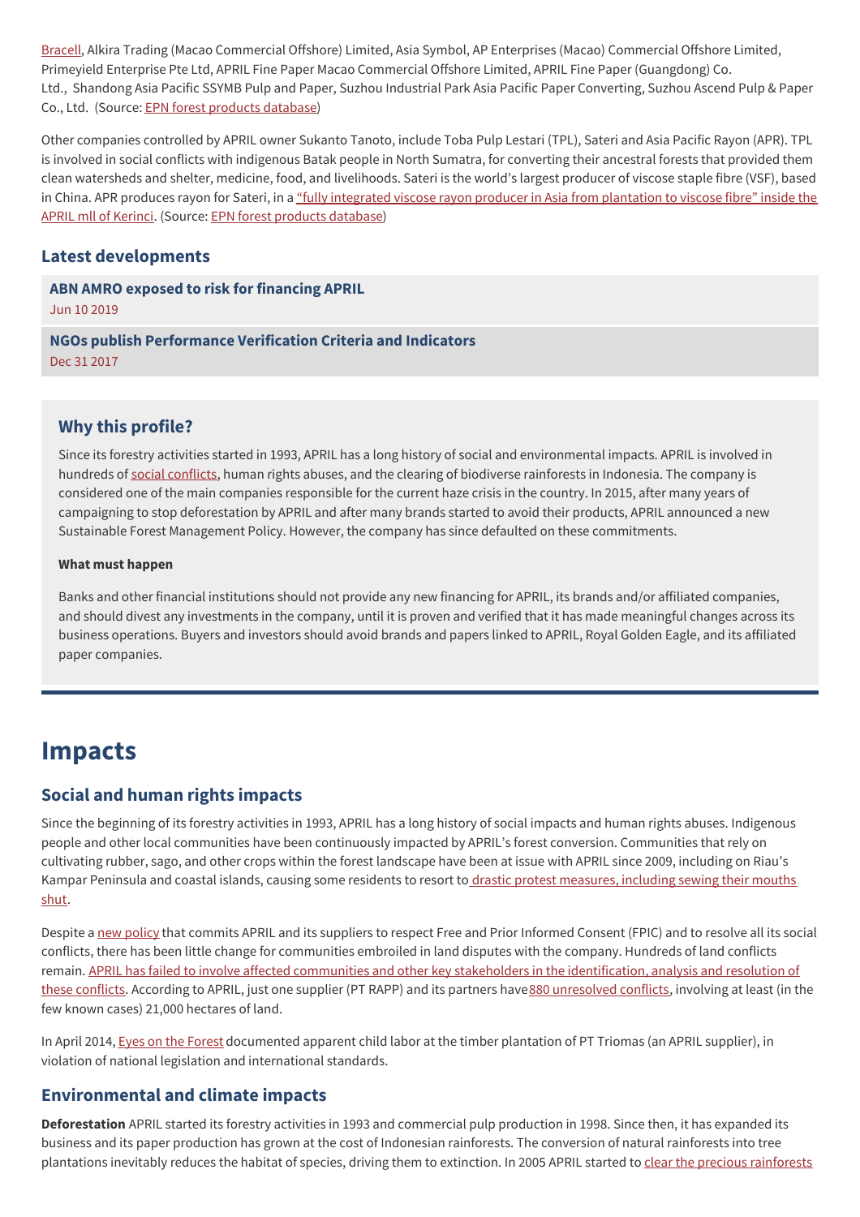Bracell, Alkira Trading (Macao Commercial Offshore) Limited, Asia Symbol, AP Enterprises (Macao) Commercial Offshore Limited, Primeyield Enterprise Pte Ltd, APRIL Fine Paper Macao Commercial Offshore Limited, APRIL Fine Paper (Guangdong) Co. Ltd., Shandong Asia Pacific SSYMB Pulp and Paper, Suzhou Industrial Park Asia Pacific Paper Converting, Suzhou Ascend Pulp & Paper Co., Ltd. (Source: EPN forest products database)

Other companies controlled by APRIL owner Sukanto Tanoto, include Toba Pulp Lestari (TPL), Sateri and Asia Pacific Rayon (APR). TPL is involved in social conflicts with indigenous Batak people in North Sumatra, for converting their ancestral forests that provided them clean watersheds and shelter, medicine, food, and livelihoods. Sateri is the world's largest producer of viscose staple fibre (VSF), based in China. APR produces rayon for Sateri, in a "fully integrated viscose rayon producer in Asia from plantation to viscose fibre" inside the APRIL mll of Kerinci. (Source: EPN forest products database)

### Latest developments

**ABN AMRO exposed to risk for financing APRIL**
Jun 10 2019

**NGOs publish Performance Verification Criteria and Indicators**
Dec 31 2017

### Why this profile?

Since its forestry activities started in 1993, APRIL has a long history of social and environmental impacts. APRIL is involved in hundreds of social conflicts, human rights abuses, and the clearing of biodiverse rainforests in Indonesia. The company is considered one of the main companies responsible for the current haze crisis in the country. In 2015, after many years of campaigning to stop deforestation by APRIL and after many brands started to avoid their products, APRIL announced a new Sustainable Forest Management Policy. However, the company has since defaulted on these commitments.

#### What must happen

Banks and other financial institutions should not provide any new financing for APRIL, its brands and/or affiliated companies, and should divest any investments in the company, until it is proven and verified that it has made meaningful changes across its business operations. Buyers and investors should avoid brands and papers linked to APRIL, Royal Golden Eagle, and its affiliated paper companies.

# Impacts

## Social and human rights impacts

Since the beginning of its forestry activities in 1993, APRIL has a long history of social impacts and human rights abuses. Indigenous people and other local communities have been continuously impacted by APRIL's forest conversion. Communities that rely on cultivating rubber, sago, and other crops within the forest landscape have been at issue with APRIL since 2009, including on Riau's Kampar Peninsula and coastal islands, causing some residents to resort to drastic protest measures, including sewing their mouths shut.

Despite a new policy that commits APRIL and its suppliers to respect Free and Prior Informed Consent (FPIC) and to resolve all its social conflicts, there has been little change for communities embroiled in land disputes with the company. Hundreds of land conflicts remain. APRIL has failed to involve affected communities and other key stakeholders in the identification, analysis and resolution of these conflicts. According to APRIL, just one supplier (PT RAPP) and its partners have 880 unresolved conflicts, involving at least (in the few known cases) 21,000 hectares of land.

In April 2014, Eyes on the Forest documented apparent child labor at the timber plantation of PT Triomas (an APRIL supplier), in violation of national legislation and international standards.

## Environmental and climate impacts

**Deforestation** APRIL started its forestry activities in 1993 and commercial pulp production in 1998. Since then, it has expanded its business and its paper production has grown at the cost of Indonesian rainforests. The conversion of natural rainforests into tree plantations inevitably reduces the habitat of species, driving them to extinction. In 2005 APRIL started to clear the precious rainforests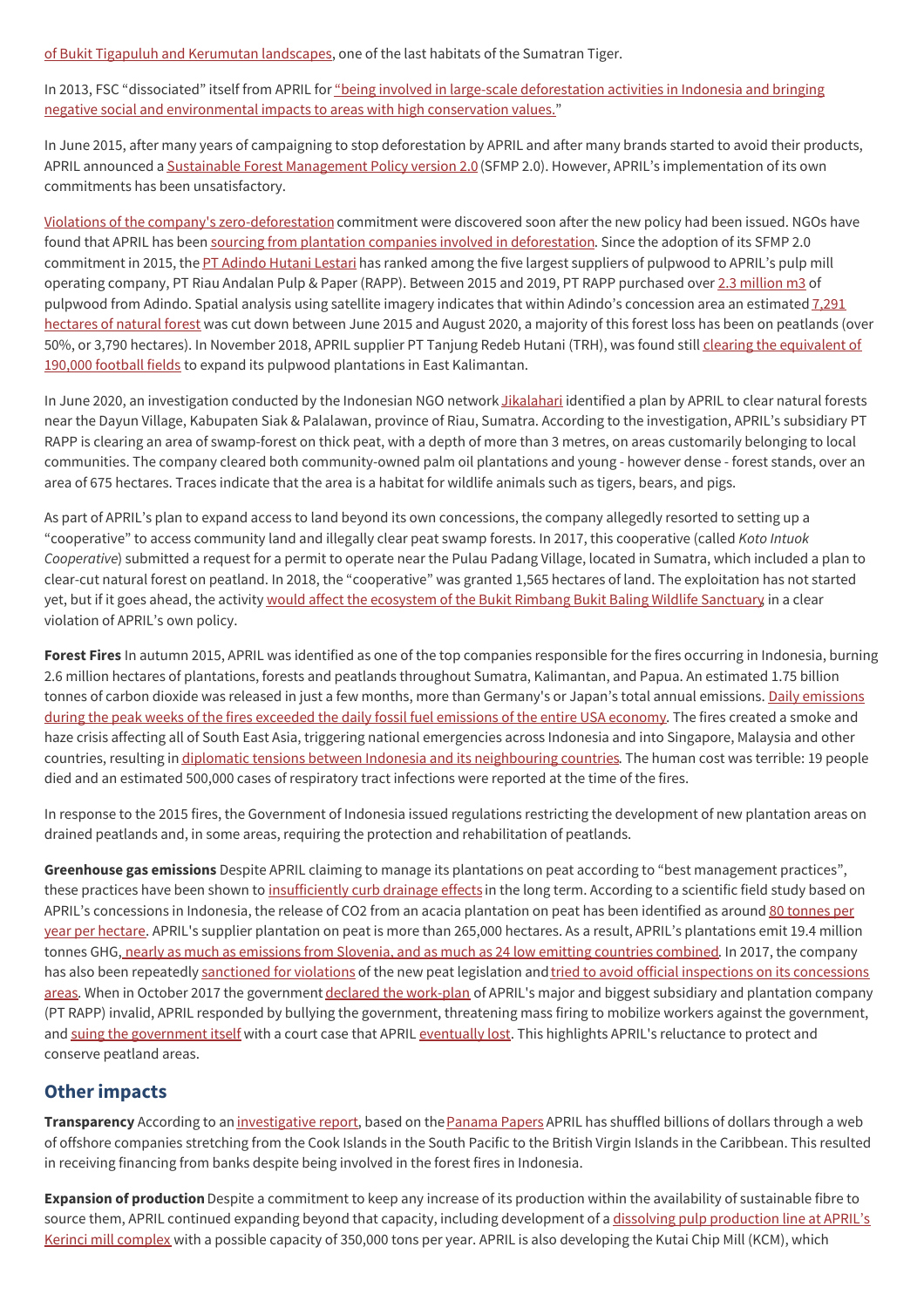of Bukit Tigapuluh and Kerumutan landscapes, one of the last habitats of the Sumatran Tiger.

In 2013, FSC "dissociated" itself from APRIL for "being involved in large-scale deforestation activities in Indonesia and bringing negative social and environmental impacts to areas with high conservation values."

In June 2015, after many years of campaigning to stop deforestation by APRIL and after many brands started to avoid their products, APRIL announced a Sustainable Forest Management Policy version 2.0 (SFMP 2.0). However, APRIL's implementation of its own commitments has been unsatisfactory.

Violations of the company's zero-deforestation commitment were discovered soon after the new policy had been issued. NGOs have found that APRIL has been sourcing from plantation companies involved in deforestation. Since the adoption of its SFMP 2.0 commitment in 2015, the PT Adindo Hutani Lestari has ranked among the five largest suppliers of pulpwood to APRIL's pulp mill operating company, PT Riau Andalan Pulp & Paper (RAPP). Between 2015 and 2019, PT RAPP purchased over 2.3 million m3 of pulpwood from Adindo. Spatial analysis using satellite imagery indicates that within Adindo's concession area an estimated 7,291 hectares of natural forest was cut down between June 2015 and August 2020, a majority of this forest loss has been on peatlands (over 50%, or 3,790 hectares). In November 2018, APRIL supplier PT Tanjung Redeb Hutani (TRH), was found still clearing the equivalent of 190,000 football fields to expand its pulpwood plantations in East Kalimantan.

In June 2020, an investigation conducted by the Indonesian NGO network Jikalahari identified a plan by APRIL to clear natural forests near the Dayun Village, Kabupaten Siak & Palalawan, province of Riau, Sumatra. According to the investigation, APRIL's subsidiary PT RAPP is clearing an area of swamp-forest on thick peat, with a depth of more than 3 metres, on areas customarily belonging to local communities. The company cleared both community-owned palm oil plantations and young - however dense - forest stands, over an area of 675 hectares. Traces indicate that the area is a habitat for wildlife animals such as tigers, bears, and pigs.

As part of APRIL's plan to expand access to land beyond its own concessions, the company allegedly resorted to setting up a "cooperative" to access community land and illegally clear peat swamp forests. In 2017, this cooperative (called *Koto Intuok Cooperative*) submitted a request for a permit to operate near the Pulau Padang Village, located in Sumatra, which included a plan to clear-cut natural forest on peatland. In 2018, the "cooperative" was granted 1,565 hectares of land. The exploitation has not started yet, but if it goes ahead, the activity would affect the ecosystem of the Bukit Rimbang Bukit Baling Wildlife Sanctuary in a clear violation of APRIL's own policy.

**Forest Fires** In autumn 2015, APRIL was identified as one of the top companies responsible for the fires occurring in Indonesia, burning 2.6 million hectares of plantations, forests and peatlands throughout Sumatra, Kalimantan, and Papua. An estimated 1.75 billion tonnes of carbon dioxide was released in just a few months, more than Germany's or Japan's total annual emissions. Daily emissions during the peak weeks of the fires exceeded the daily fossil fuel emissions of the entire USA economy. The fires created a smoke and haze crisis affecting all of South East Asia, triggering national emergencies across Indonesia and into Singapore, Malaysia and other countries, resulting in diplomatic tensions between Indonesia and its neighbouring countries. The human cost was terrible: 19 people died and an estimated 500,000 cases of respiratory tract infections were reported at the time of the fires.

In response to the 2015 fires, the Government of Indonesia issued regulations restricting the development of new plantation areas on drained peatlands and, in some areas, requiring the protection and rehabilitation of peatlands.

**Greenhouse gas emissions** Despite APRIL claiming to manage its plantations on peat according to "best management practices", these practices have been shown to insufficiently curb drainage effects in the long term. According to a scientific field study based on APRIL's concessions in Indonesia, the release of CO2 from an acacia plantation on peat has been identified as around 80 tonnes per year per hectare. APRIL's supplier plantation on peat is more than 265,000 hectares. As a result, APRIL's plantations emit 19.4 million tonnes GHG, nearly as much as emissions from Slovenia, and as much as 24 low emitting countries combined. In 2017, the company has also been repeatedly sanctioned for violations of the new peat legislation and tried to avoid official inspections on its concessions areas. When in October 2017 the government declared the work-plan of APRIL's major and biggest subsidiary and plantation company (PT RAPP) invalid, APRIL responded by bullying the government, threatening mass firing to mobilize workers against the government, and suing the government itself with a court case that APRIL eventually lost. This highlights APRIL's reluctance to protect and conserve peatland areas.

## Other impacts

**Transparency** According to an investigative report, based on the Panama Papers APRIL has shuffled billions of dollars through a web of offshore companies stretching from the Cook Islands in the South Pacific to the British Virgin Islands in the Caribbean. This resulted in receiving financing from banks despite being involved in the forest fires in Indonesia.

**Expansion of production** Despite a commitment to keep any increase of its production within the availability of sustainable fibre to source them, APRIL continued expanding beyond that capacity, including development of a dissolving pulp production line at APRIL's Kerinci mill complex with a possible capacity of 350,000 tons per year. APRIL is also developing the Kutai Chip Mill (KCM), which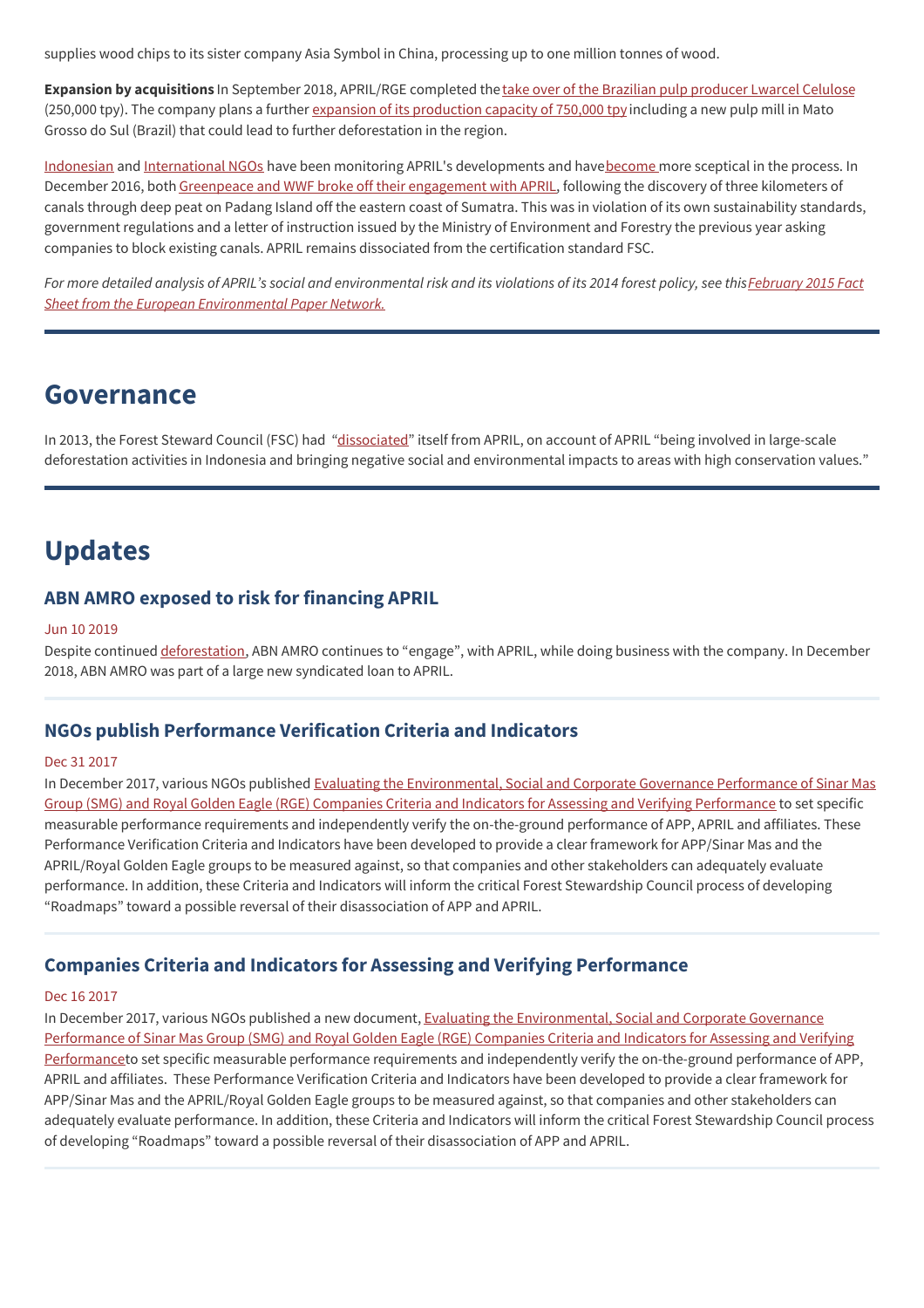supplies wood chips to its sister company Asia Symbol in China, processing up to one million tonnes of wood.

**Expansion by acquisitions** In September 2018, APRIL/RGE completed the take over of the Brazilian pulp producer Lwarcel Celulose (250,000 tpy). The company plans a further expansion of its production capacity of 750,000 tpy including a new pulp mill in Mato Grosso do Sul (Brazil) that could lead to further deforestation in the region.

Indonesian and International NGOs have been monitoring APRIL's developments and have become more sceptical in the process. In December 2016, both Greenpeace and WWF broke off their engagement with APRIL, following the discovery of three kilometers of canals through deep peat on Padang Island off the eastern coast of Sumatra. This was in violation of its own sustainability standards, government regulations and a letter of instruction issued by the Ministry of Environment and Forestry the previous year asking companies to block existing canals. APRIL remains dissociated from the certification standard FSC.

*For more detailed analysis of APRIL's social and environmental risk and its violations of its 2014 forest policy, see this February 2015 Fact Sheet from the European Environmental Paper Network.*

## Governance

In 2013, the Forest Steward Council (FSC) had "dissociated" itself from APRIL, on account of APRIL "being involved in large-scale deforestation activities in Indonesia and bringing negative social and environmental impacts to areas with high conservation values."

## Updates

### ABN AMRO exposed to risk for financing APRIL

Jun 10 2019

Despite continued deforestation, ABN AMRO continues to "engage", with APRIL, while doing business with the company. In December 2018, ABN AMRO was part of a large new syndicated loan to APRIL.

### NGOs publish Performance Verification Criteria and Indicators

Dec 31 2017

In December 2017, various NGOs published Evaluating the Environmental, Social and Corporate Governance Performance of Sinar Mas Group (SMG) and Royal Golden Eagle (RGE) Companies Criteria and Indicators for Assessing and Verifying Performance to set specific measurable performance requirements and independently verify the on-the-ground performance of APP, APRIL and affiliates. These Performance Verification Criteria and Indicators have been developed to provide a clear framework for APP/Sinar Mas and the APRIL/Royal Golden Eagle groups to be measured against, so that companies and other stakeholders can adequately evaluate performance. In addition, these Criteria and Indicators will inform the critical Forest Stewardship Council process of developing "Roadmaps" toward a possible reversal of their disassociation of APP and APRIL.

### Companies Criteria and Indicators for Assessing and Verifying Performance

Dec 16 2017

In December 2017, various NGOs published a new document, Evaluating the Environmental, Social and Corporate Governance Performance of Sinar Mas Group (SMG) and Royal Golden Eagle (RGE) Companies Criteria and Indicators for Assessing and Verifying Performanceto set specific measurable performance requirements and independently verify the on-the-ground performance of APP, APRIL and affiliates. These Performance Verification Criteria and Indicators have been developed to provide a clear framework for APP/Sinar Mas and the APRIL/Royal Golden Eagle groups to be measured against, so that companies and other stakeholders can adequately evaluate performance. In addition, these Criteria and Indicators will inform the critical Forest Stewardship Council process of developing "Roadmaps" toward a possible reversal of their disassociation of APP and APRIL.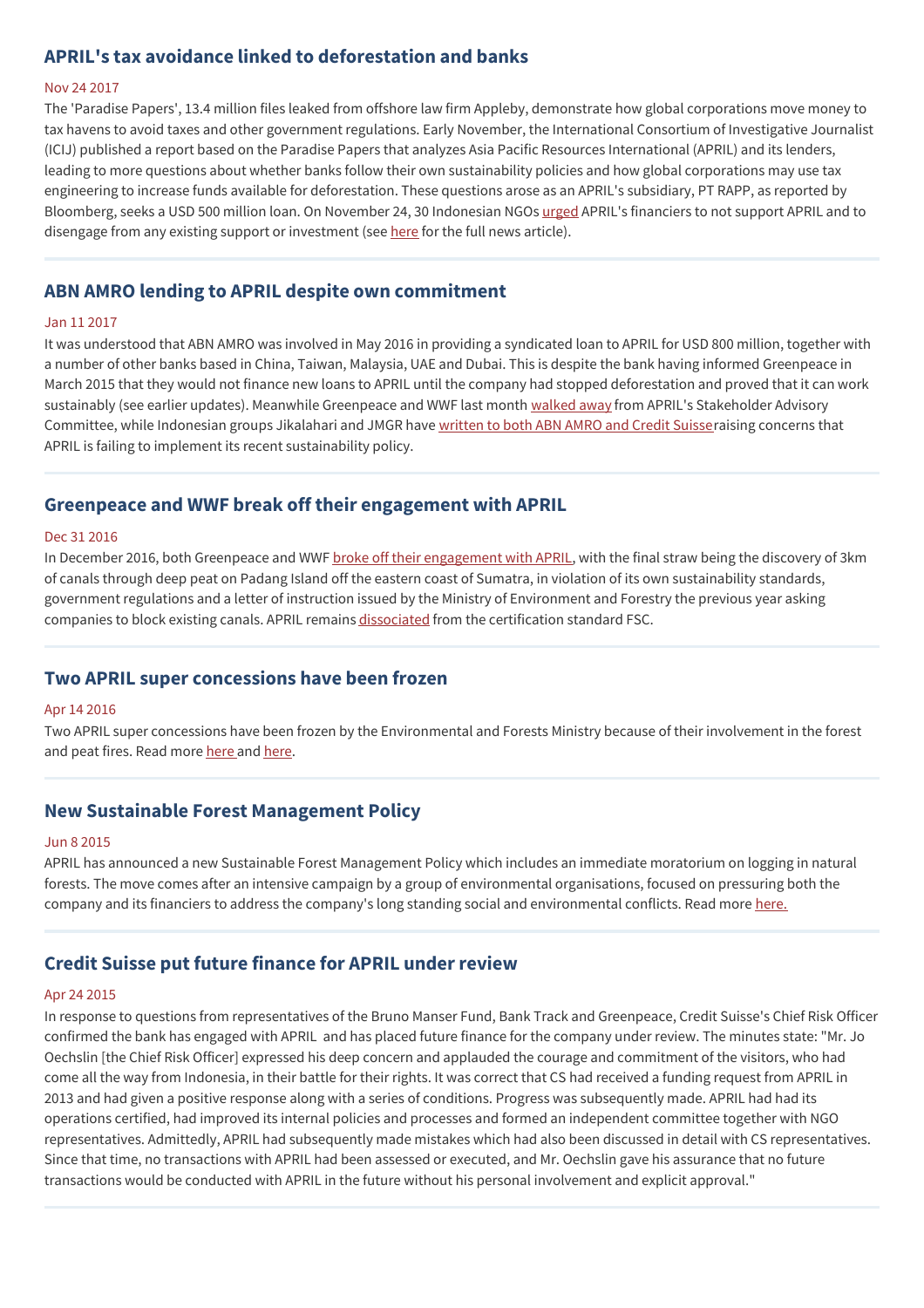## APRIL's tax avoidance linked to deforestation and banks

Nov 24 2017

The 'Paradise Papers', 13.4 million files leaked from offshore law firm Appleby, demonstrate how global corporations move money to tax havens to avoid taxes and other government regulations. Early November, the International Consortium of Investigative Journalist (ICIJ) published a report based on the Paradise Papers that analyzes Asia Pacific Resources International (APRIL) and its lenders, leading to more questions about whether banks follow their own sustainability policies and how global corporations may use tax engineering to increase funds available for deforestation. These questions arose as an APRIL's subsidiary, PT RAPP, as reported by Bloomberg, seeks a USD 500 million loan. On November 24, 30 Indonesian NGOs urged APRIL's financiers to not support APRIL and to disengage from any existing support or investment (see here for the full news article).

---

## ABN AMRO lending to APRIL despite own commitment

Jan 11 2017

It was understood that ABN AMRO was involved in May 2016 in providing a syndicated loan to APRIL for USD 800 million, together with a number of other banks based in China, Taiwan, Malaysia, UAE and Dubai. This is despite the bank having informed Greenpeace in March 2015 that they would not finance new loans to APRIL until the company had stopped deforestation and proved that it can work sustainably (see earlier updates). Meanwhile Greenpeace and WWF last month walked away from APRIL's Stakeholder Advisory Committee, while Indonesian groups Jikalahari and JMGR have written to both ABN AMRO and Credit Suisseraising concerns that APRIL is failing to implement its recent sustainability policy.

---

## Greenpeace and WWF break off their engagement with APRIL

Dec 31 2016

In December 2016, both Greenpeace and WWF broke off their engagement with APRIL, with the final straw being the discovery of 3km of canals through deep peat on Padang Island off the eastern coast of Sumatra, in violation of its own sustainability standards, government regulations and a letter of instruction issued by the Ministry of Environment and Forestry the previous year asking companies to block existing canals. APRIL remains dissociated from the certification standard FSC.

---

## Two APRIL super concessions have been frozen

Apr 14 2016

Two APRIL super concessions have been frozen by the Environmental and Forests Ministry because of their involvement in the forest and peat fires. Read more here and here.

---

## New Sustainable Forest Management Policy

Jun 8 2015

APRIL has announced a new Sustainable Forest Management Policy which includes an immediate moratorium on logging in natural forests. The move comes after an intensive campaign by a group of environmental organisations, focused on pressuring both the company and its financiers to address the company's long standing social and environmental conflicts. Read more here.

---

## Credit Suisse put future finance for APRIL under review

Apr 24 2015

In response to questions from representatives of the Bruno Manser Fund, Bank Track and Greenpeace, Credit Suisse's Chief Risk Officer confirmed the bank has engaged with APRIL and has placed future finance for the company under review. The minutes state: "Mr. Jo Oechslin [the Chief Risk Officer] expressed his deep concern and applauded the courage and commitment of the visitors, who had come all the way from Indonesia, in their battle for their rights. It was correct that CS had received a funding request from APRIL in 2013 and had given a positive response along with a series of conditions. Progress was subsequently made. APRIL had had its operations certified, had improved its internal policies and processes and formed an independent committee together with NGO representatives. Admittedly, APRIL had subsequently made mistakes which had also been discussed in detail with CS representatives. Since that time, no transactions with APRIL had been assessed or executed, and Mr. Oechslin gave his assurance that no future transactions would be conducted with APRIL in the future without his personal involvement and explicit approval."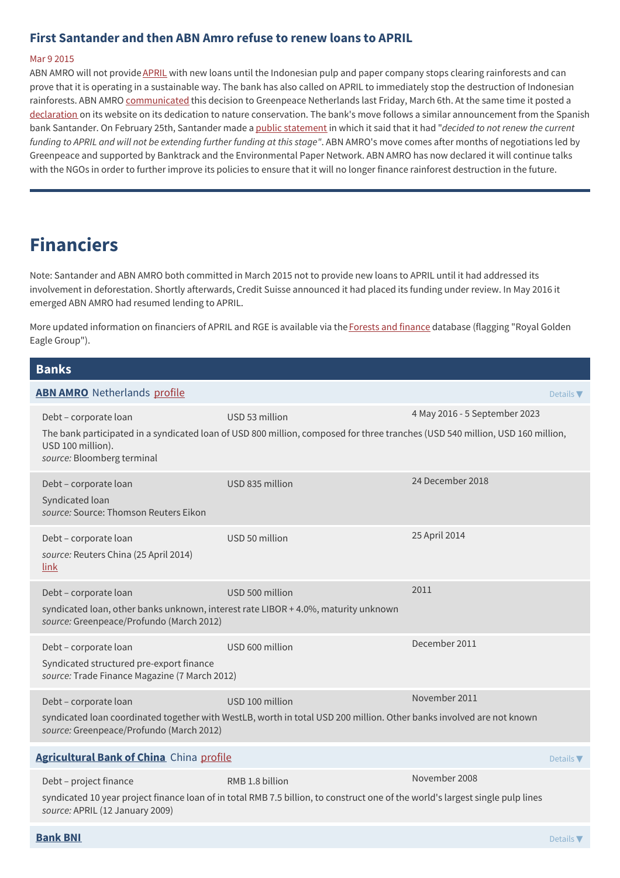### First Santander and then ABN Amro refuse to renew loans to APRIL

Mar 9 2015

ABN AMRO will not provide APRIL with new loans until the Indonesian pulp and paper company stops clearing rainforests and can prove that it is operating in a sustainable way. The bank has also called on APRIL to immediately stop the destruction of Indonesian rainforests. ABN AMRO communicated this decision to Greenpeace Netherlands last Friday, March 6th. At the same time it posted a declaration on its website on its dedication to nature conservation. The bank's move follows a similar announcement from the Spanish bank Santander. On February 25th, Santander made a public statement in which it said that it had "*decided to not renew the current funding to APRIL and will not be extending further funding at this stage*". ABN AMRO's move comes after months of negotiations led by Greenpeace and supported by Banktrack and the Environmental Paper Network. ABN AMRO has now declared it will continue talks with the NGOs in order to further improve its policies to ensure that it will no longer finance rainforest destruction in the future.

# Financiers

Note: Santander and ABN AMRO both committed in March 2015 not to provide new loans to APRIL until it had addressed its involvement in deforestation. Shortly afterwards, Credit Suisse announced it had placed its funding under review. In May 2016 it emerged ABN AMRO had resumed lending to APRIL.

More updated information on financiers of APRIL and RGE is available via the Forests and finance database (flagging "Royal Golden Eagle Group").

## Banks

**ABN AMRO** Netherlands profile — Details ▼

| Type | Amount | Date |
|---|---|---|
| Debt – corporate loan | USD 53 million | 4 May 2016 - 5 September 2023 |

The bank participated in a syndicated loan of USD 800 million, composed for three tranches (USD 540 million, USD 160 million, USD 100 million).
*source:* Bloomberg terminal

| Type | Amount | Date |
|---|---|---|
| Debt – corporate loan | USD 835 million | 24 December 2018 |

Syndicated loan
*source:* Source: Thomson Reuters Eikon

| Type | Amount | Date |
|---|---|---|
| Debt – corporate loan | USD 50 million | 25 April 2014 |

*source:* Reuters China (25 April 2014)
link

| Type | Amount | Date |
|---|---|---|
| Debt – corporate loan | USD 500 million | 2011 |

syndicated loan, other banks unknown, interest rate LIBOR + 4.0%, maturity unknown
*source:* Greenpeace/Profundo (March 2012)

| Type | Amount | Date |
|---|---|---|
| Debt – corporate loan | USD 600 million | December 2011 |

Syndicated structured pre-export finance
*source:* Trade Finance Magazine (7 March 2012)

| Type | Amount | Date |
|---|---|---|
| Debt – corporate loan | USD 100 million | November 2011 |

syndicated loan coordinated together with WestLB, worth in total USD 200 million. Other banks involved are not known
*source:* Greenpeace/Profundo (March 2012)

**Agricultural Bank of China** China profile — Details ▼

| Type | Amount | Date |
|---|---|---|
| Debt – project finance | RMB 1.8 billion | November 2008 |

syndicated 10 year project finance loan of in total RMB 7.5 billion, to construct one of the world's largest single pulp lines
*source:* APRIL (12 January 2009)

**Bank BNI** — Details ▼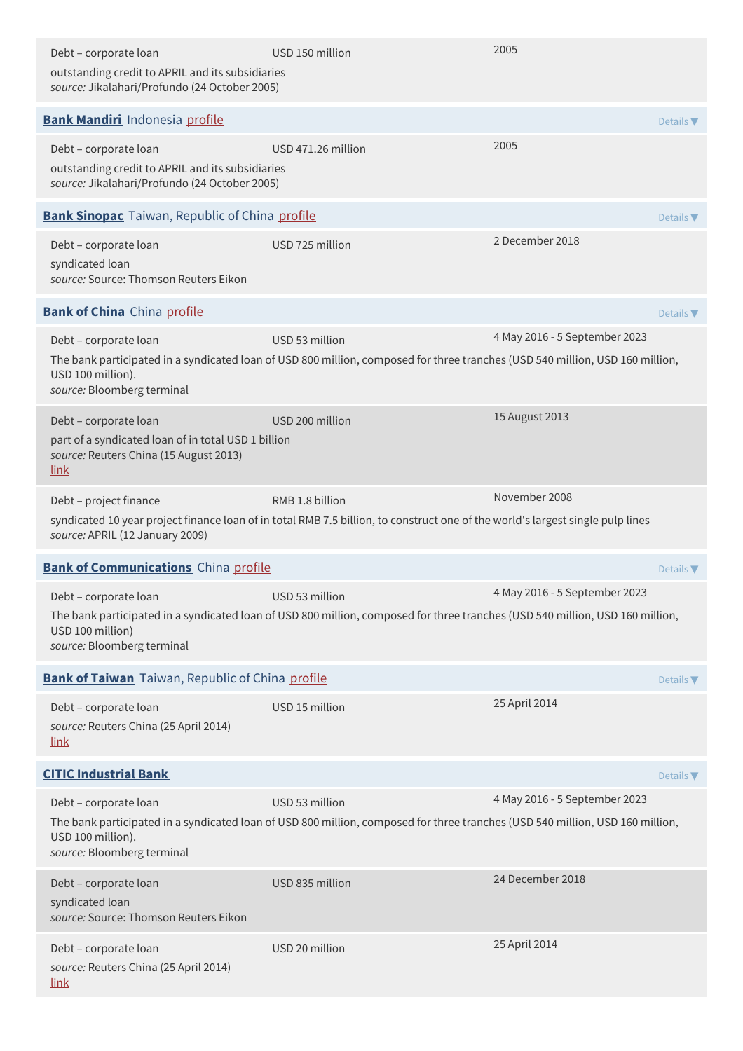Debt – corporate loan | USD 150 million | 2005

outstanding credit to APRIL and its subsidiaries
*source:* Jikalahari/Profundo (24 October 2005)

## Bank Mandiri Indonesia profile

Details ▼

Debt – corporate loan | USD 471.26 million | 2005

outstanding credit to APRIL and its subsidiaries
*source:* Jikalahari/Profundo (24 October 2005)

## Bank Sinopac Taiwan, Republic of China profile

Details ▼

Debt – corporate loan | USD 725 million | 2 December 2018

syndicated loan
*source:* Source: Thomson Reuters Eikon

## Bank of China China profile

Details ▼

Debt – corporate loan | USD 53 million | 4 May 2016 - 5 September 2023

The bank participated in a syndicated loan of USD 800 million, composed for three tranches (USD 540 million, USD 160 million, USD 100 million).
*source:* Bloomberg terminal

Debt – corporate loan | USD 200 million | 15 August 2013

part of a syndicated loan of in total USD 1 billion
*source:* Reuters China (15 August 2013)
link

Debt – project finance | RMB 1.8 billion | November 2008

syndicated 10 year project finance loan of in total RMB 7.5 billion, to construct one of the world's largest single pulp lines
*source:* APRIL (12 January 2009)

## Bank of Communications China profile

Details ▼

Debt – corporate loan | USD 53 million | 4 May 2016 - 5 September 2023

The bank participated in a syndicated loan of USD 800 million, composed for three tranches (USD 540 million, USD 160 million, USD 100 million)
*source:* Bloomberg terminal

## Bank of Taiwan Taiwan, Republic of China profile

Details ▼

Debt – corporate loan | USD 15 million | 25 April 2014

*source:* Reuters China (25 April 2014)
link

## CITIC Industrial Bank

Details ▼

Debt – corporate loan | USD 53 million | 4 May 2016 - 5 September 2023

The bank participated in a syndicated loan of USD 800 million, composed for three tranches (USD 540 million, USD 160 million, USD 100 million).
*source:* Bloomberg terminal

Debt – corporate loan | USD 835 million | 24 December 2018

syndicated loan
*source:* Source: Thomson Reuters Eikon

Debt – corporate loan | USD 20 million | 25 April 2014

*source:* Reuters China (25 April 2014)
link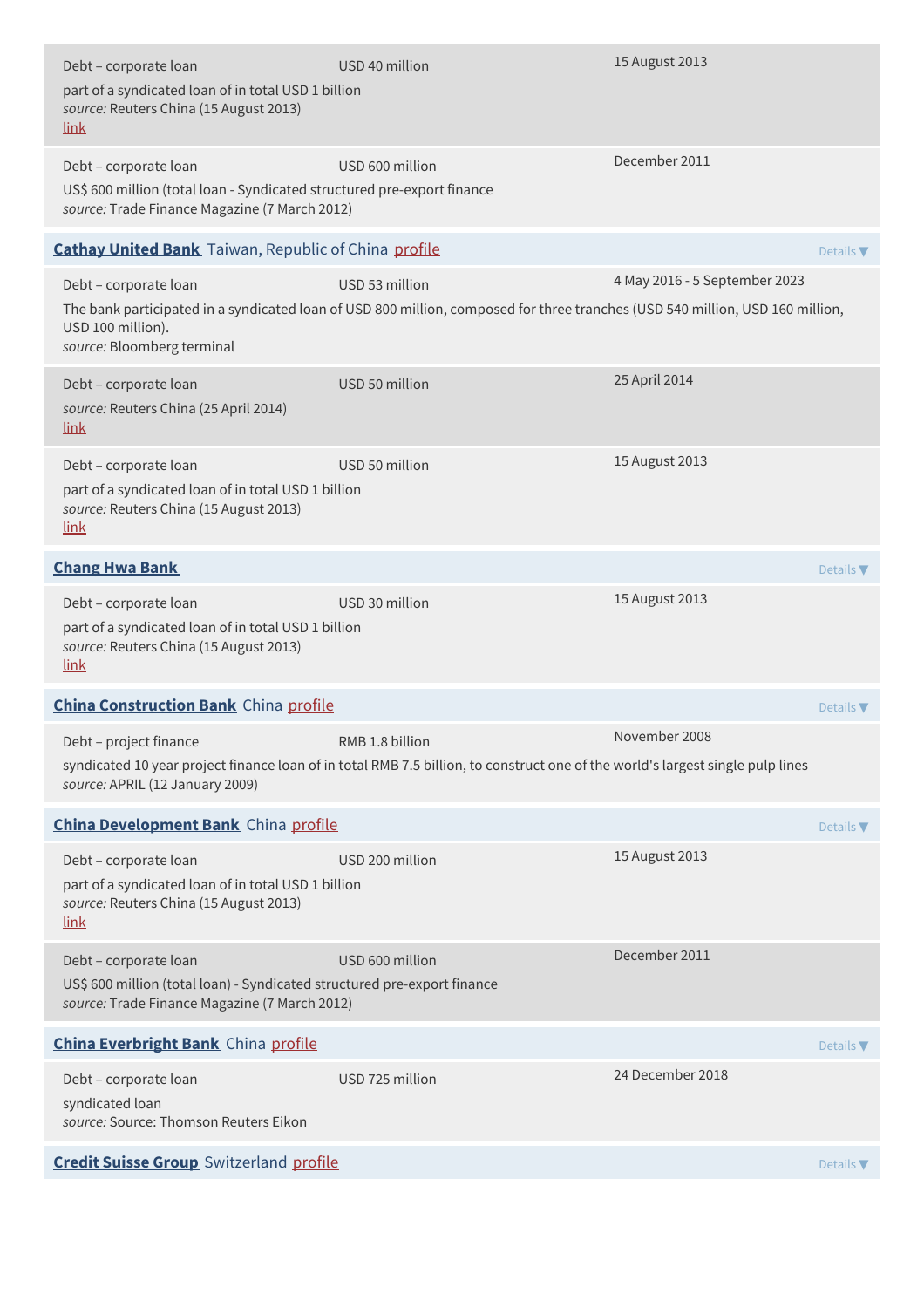Debt – corporate loan | USD 40 million | 15 August 2013

part of a syndicated loan of in total USD 1 billion
*source:* Reuters China (15 August 2013)
link

Debt – corporate loan | USD 600 million | December 2011

US$ 600 million (total loan - Syndicated structured pre-export finance
*source:* Trade Finance Magazine (7 March 2012)

## **Cathay United Bank** Taiwan, Republic of China profile

Details ▼

Debt – corporate loan | USD 53 million | 4 May 2016 - 5 September 2023

The bank participated in a syndicated loan of USD 800 million, composed for three tranches (USD 540 million, USD 160 million, USD 100 million).
*source:* Bloomberg terminal

Debt – corporate loan | USD 50 million | 25 April 2014

*source:* Reuters China (25 April 2014)
link

Debt – corporate loan | USD 50 million | 15 August 2013

part of a syndicated loan of in total USD 1 billion
*source:* Reuters China (15 August 2013)
link

## **Chang Hwa Bank**

Details ▼

Debt – corporate loan | USD 30 million | 15 August 2013

part of a syndicated loan of in total USD 1 billion
*source:* Reuters China (15 August 2013)
link

## **China Construction Bank** China profile

Details ▼

Debt – project finance | RMB 1.8 billion | November 2008

syndicated 10 year project finance loan of in total RMB 7.5 billion, to construct one of the world's largest single pulp lines
*source:* APRIL (12 January 2009)

## **China Development Bank** China profile

Details ▼

Debt – corporate loan | USD 200 million | 15 August 2013

part of a syndicated loan of in total USD 1 billion
*source:* Reuters China (15 August 2013)
link

Debt – corporate loan | USD 600 million | December 2011

US$ 600 million (total loan) - Syndicated structured pre-export finance
*source:* Trade Finance Magazine (7 March 2012)

## **China Everbright Bank** China profile

Details ▼

Debt – corporate loan | USD 725 million | 24 December 2018

syndicated loan
*source:* Source: Thomson Reuters Eikon

## **Credit Suisse Group** Switzerland profile

Details ▼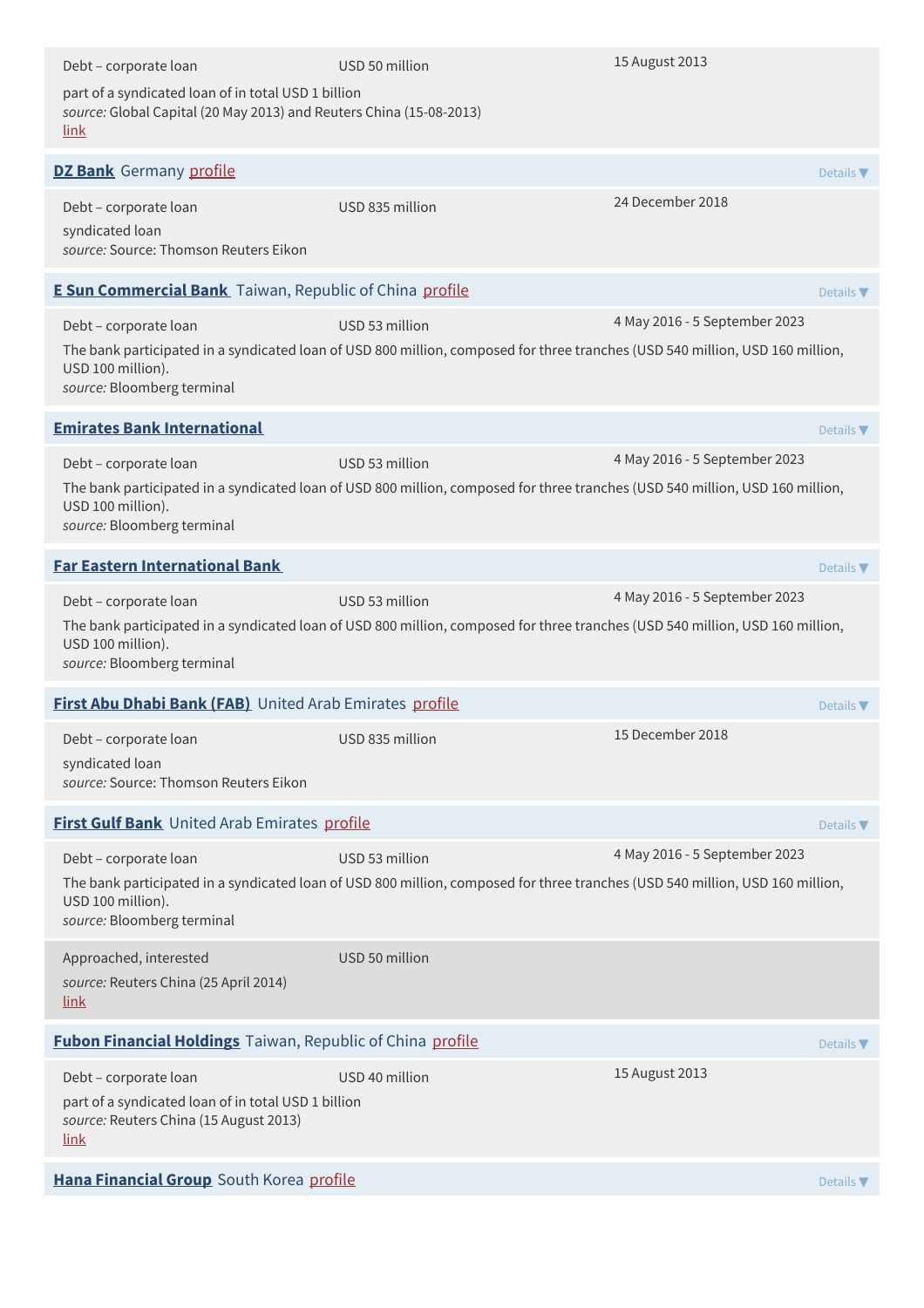| | | |
|---|---|---|
| Debt – corporate loan | USD 50 million | 15 August 2013 |

part of a syndicated loan of in total USD 1 billion
*source:* Global Capital (20 May 2013) and Reuters China (15-08-2013)
link

**DZ Bank** Germany profile

Details ▼

| | | |
|---|---|---|
| Debt – corporate loan | USD 835 million | 24 December 2018 |

syndicated loan
*source:* Source: Thomson Reuters Eikon

**E Sun Commercial Bank** Taiwan, Republic of China profile

Details ▼

| | | |
|---|---|---|
| Debt – corporate loan | USD 53 million | 4 May 2016 - 5 September 2023 |

The bank participated in a syndicated loan of USD 800 million, composed for three tranches (USD 540 million, USD 160 million, USD 100 million).
*source:* Bloomberg terminal

**Emirates Bank International**

Details ▼

| | | |
|---|---|---|
| Debt – corporate loan | USD 53 million | 4 May 2016 - 5 September 2023 |

The bank participated in a syndicated loan of USD 800 million, composed for three tranches (USD 540 million, USD 160 million, USD 100 million).
*source:* Bloomberg terminal

**Far Eastern International Bank**

Details ▼

| | | |
|---|---|---|
| Debt – corporate loan | USD 53 million | 4 May 2016 - 5 September 2023 |

The bank participated in a syndicated loan of USD 800 million, composed for three tranches (USD 540 million, USD 160 million, USD 100 million).
*source:* Bloomberg terminal

**First Abu Dhabi Bank (FAB)** United Arab Emirates profile

Details ▼

| | | |
|---|---|---|
| Debt – corporate loan | USD 835 million | 15 December 2018 |

syndicated loan
*source:* Source: Thomson Reuters Eikon

**First Gulf Bank** United Arab Emirates profile

Details ▼

| | | |
|---|---|---|
| Debt – corporate loan | USD 53 million | 4 May 2016 - 5 September 2023 |

The bank participated in a syndicated loan of USD 800 million, composed for three tranches (USD 540 million, USD 160 million, USD 100 million).
*source:* Bloomberg terminal

| | | |
|---|---|---|
| Approached, interested | USD 50 million | |

*source:* Reuters China (25 April 2014)
link

**Fubon Financial Holdings** Taiwan, Republic of China profile

Details ▼

| | | |
|---|---|---|
| Debt – corporate loan | USD 40 million | 15 August 2013 |

part of a syndicated loan of in total USD 1 billion
*source:* Reuters China (15 August 2013)
link

**Hana Financial Group** South Korea profile

Details ▼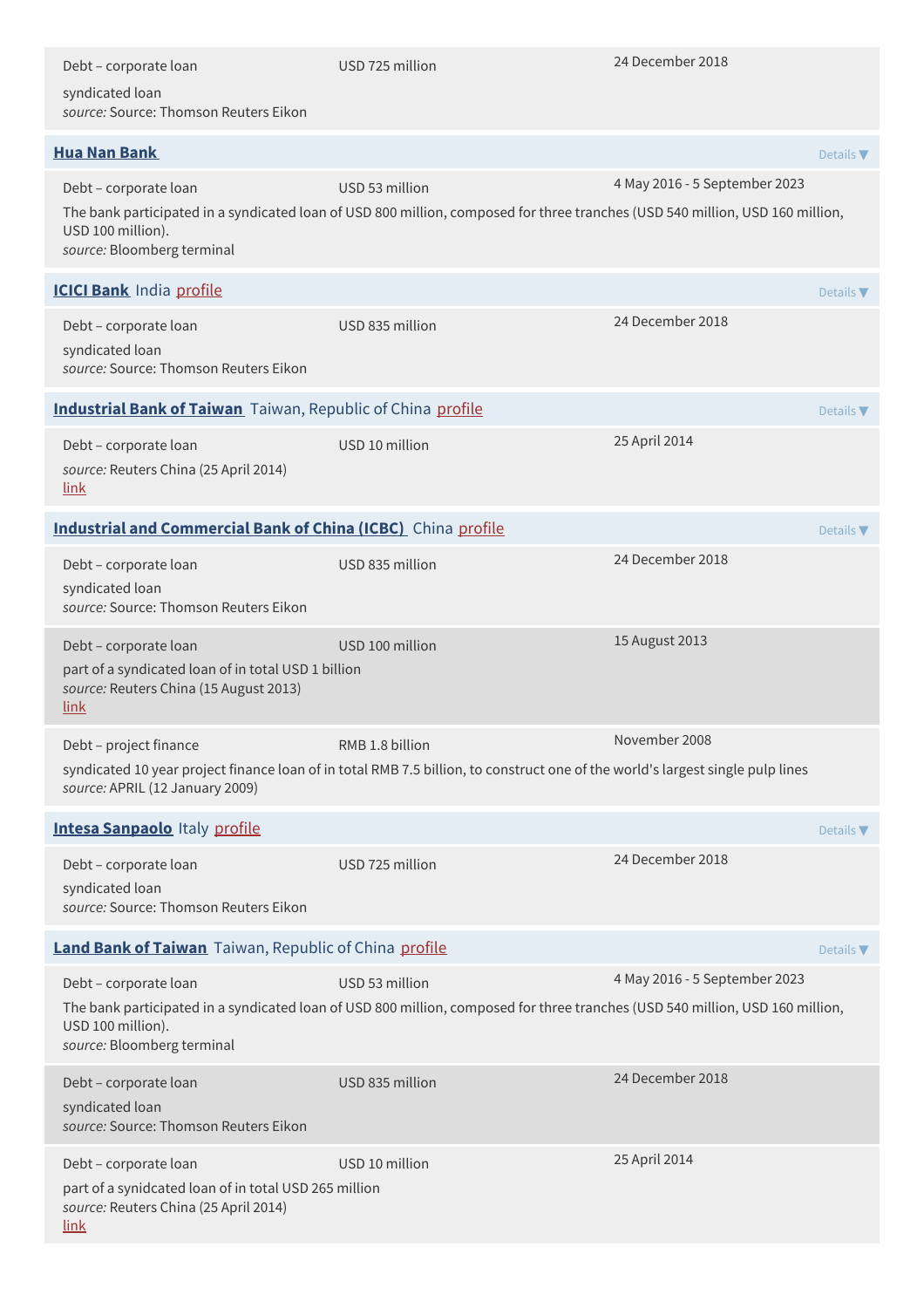| | | |
|---|---|---|
| Debt – corporate loan<br>syndicated loan<br>*source:* Source: Thomson Reuters Eikon | USD 725 million | 24 December 2018 |

### Hua Nan Bank

Details ▼

| | | |
|---|---|---|
| Debt – corporate loan | USD 53 million | 4 May 2016 - 5 September 2023 |

The bank participated in a syndicated loan of USD 800 million, composed for three tranches (USD 540 million, USD 160 million, USD 100 million).
*source:* Bloomberg terminal

### ICICI Bank India profile

Details ▼

| | | |
|---|---|---|
| Debt – corporate loan<br>syndicated loan<br>*source:* Source: Thomson Reuters Eikon | USD 835 million | 24 December 2018 |

### Industrial Bank of Taiwan Taiwan, Republic of China profile

Details ▼

| | | |
|---|---|---|
| Debt – corporate loan<br>*source:* Reuters China (25 April 2014)<br>link | USD 10 million | 25 April 2014 |

### Industrial and Commercial Bank of China (ICBC) China profile

Details ▼

| | | |
|---|---|---|
| Debt – corporate loan<br>syndicated loan<br>*source:* Source: Thomson Reuters Eikon | USD 835 million | 24 December 2018 |
| Debt – corporate loan<br>part of a syndicated loan of in total USD 1 billion<br>*source:* Reuters China (15 August 2013)<br>link | USD 100 million | 15 August 2013 |
| Debt – project finance | RMB 1.8 billion | November 2008 |

syndicated 10 year project finance loan of in total RMB 7.5 billion, to construct one of the world's largest single pulp lines
*source:* APRIL (12 January 2009)

### Intesa Sanpaolo Italy profile

Details ▼

| | | |
|---|---|---|
| Debt – corporate loan<br>syndicated loan<br>*source:* Source: Thomson Reuters Eikon | USD 725 million | 24 December 2018 |

### Land Bank of Taiwan Taiwan, Republic of China profile

Details ▼

| | | |
|---|---|---|
| Debt – corporate loan | USD 53 million | 4 May 2016 - 5 September 2023 |

The bank participated in a syndicated loan of USD 800 million, composed for three tranches (USD 540 million, USD 160 million, USD 100 million).
*source:* Bloomberg terminal

| | | |
|---|---|---|
| Debt – corporate loan<br>syndicated loan<br>*source:* Source: Thomson Reuters Eikon | USD 835 million | 24 December 2018 |
| Debt – corporate loan<br>part of a synidcated loan of in total USD 265 million<br>*source:* Reuters China (25 April 2014)<br>link | USD 10 million | 25 April 2014 |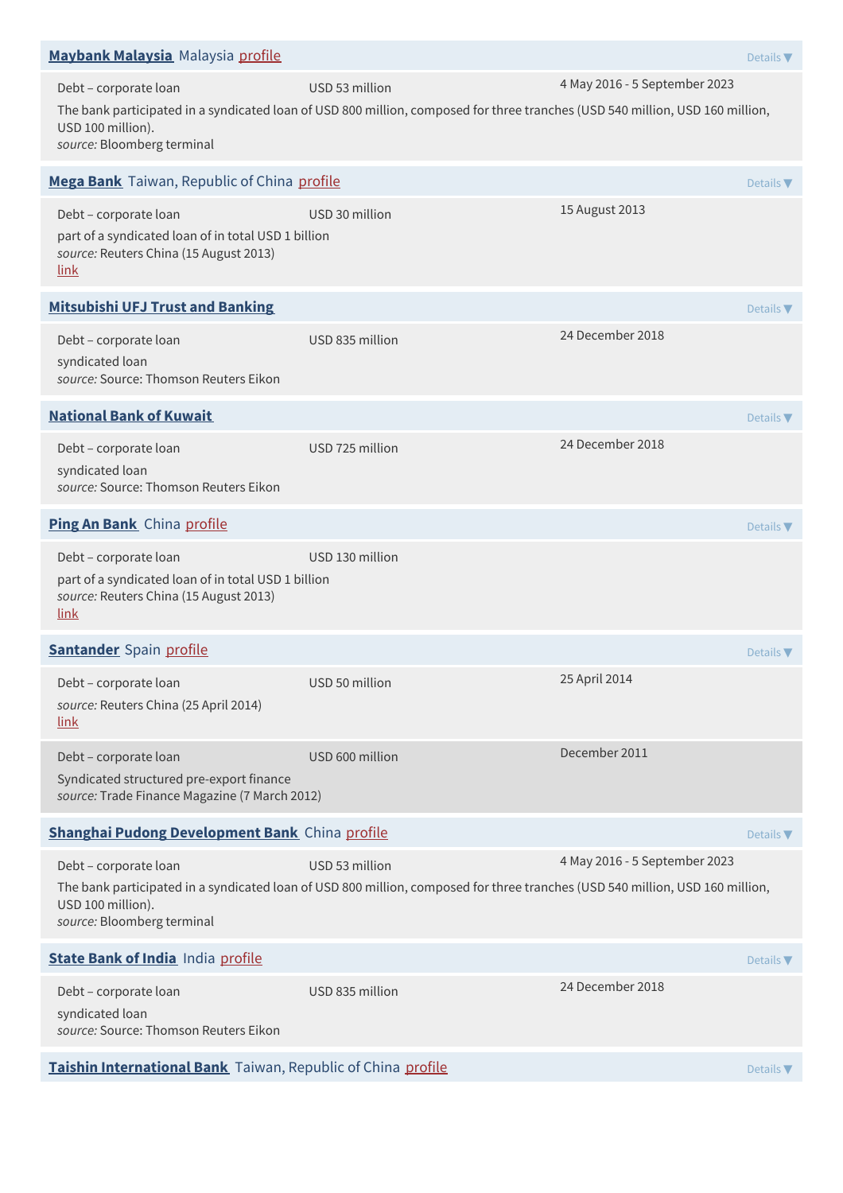**Maybank Malaysia** Malaysia profile

Details ▼

Debt – corporate loan | USD 53 million | 4 May 2016 - 5 September 2023

The bank participated in a syndicated loan of USD 800 million, composed for three tranches (USD 540 million, USD 160 million, USD 100 million).

*source:* Bloomberg terminal

**Mega Bank** Taiwan, Republic of China profile

Details ▼

Debt – corporate loan | USD 30 million | 15 August 2013

part of a syndicated loan of in total USD 1 billion

*source:* Reuters China (15 August 2013)

link

**Mitsubishi UFJ Trust and Banking**

Details ▼

Debt – corporate loan | USD 835 million | 24 December 2018

syndicated loan

*source:* Source: Thomson Reuters Eikon

**National Bank of Kuwait**

Details ▼

Debt – corporate loan | USD 725 million | 24 December 2018

syndicated loan

*source:* Source: Thomson Reuters Eikon

**Ping An Bank** China profile

Details ▼

Debt – corporate loan | USD 130 million

part of a syndicated loan of in total USD 1 billion

*source:* Reuters China (15 August 2013)

link

**Santander** Spain profile

Details ▼

Debt – corporate loan | USD 50 million | 25 April 2014

*source:* Reuters China (25 April 2014)

link

Debt – corporate loan | USD 600 million | December 2011

Syndicated structured pre-export finance

*source:* Trade Finance Magazine (7 March 2012)

**Shanghai Pudong Development Bank** China profile

Details ▼

Debt – corporate loan | USD 53 million | 4 May 2016 - 5 September 2023

The bank participated in a syndicated loan of USD 800 million, composed for three tranches (USD 540 million, USD 160 million, USD 100 million).

*source:* Bloomberg terminal

**State Bank of India** India profile

Details ▼

Debt – corporate loan | USD 835 million | 24 December 2018

syndicated loan

*source:* Source: Thomson Reuters Eikon

**Taishin International Bank** Taiwan, Republic of China profile

Details ▼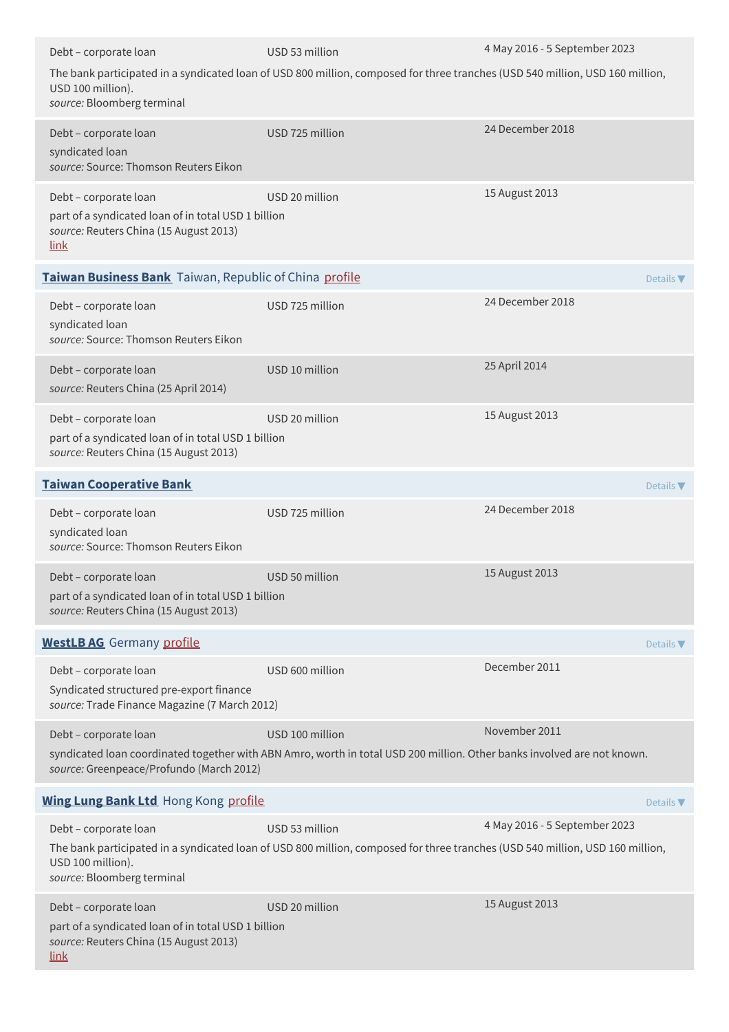| | | |
|---|---|---|
| Debt – corporate loan | USD 53 million | 4 May 2016 - 5 September 2023 |

The bank participated in a syndicated loan of USD 800 million, composed for three tranches (USD 540 million, USD 160 million, USD 100 million).
*source:* Bloomberg terminal

| | | |
|---|---|---|
| Debt – corporate loan | USD 725 million | 24 December 2018 |

syndicated loan
*source:* Source: Thomson Reuters Eikon

| | | |
|---|---|---|
| Debt – corporate loan | USD 20 million | 15 August 2013 |

part of a syndicated loan of in total USD 1 billion
*source:* Reuters China (15 August 2013)
link

### **Taiwan Business Bank** Taiwan, Republic of China profile

| | | |
|---|---|---|
| Debt – corporate loan | USD 725 million | 24 December 2018 |

syndicated loan
*source:* Source: Thomson Reuters Eikon

| | | |
|---|---|---|
| Debt – corporate loan | USD 10 million | 25 April 2014 |

*source:* Reuters China (25 April 2014)

| | | |
|---|---|---|
| Debt – corporate loan | USD 20 million | 15 August 2013 |

part of a syndicated loan of in total USD 1 billion
*source:* Reuters China (15 August 2013)

### **Taiwan Cooperative Bank**

| | | |
|---|---|---|
| Debt – corporate loan | USD 725 million | 24 December 2018 |

syndicated loan
*source:* Source: Thomson Reuters Eikon

| | | |
|---|---|---|
| Debt – corporate loan | USD 50 million | 15 August 2013 |

part of a syndicated loan of in total USD 1 billion
*source:* Reuters China (15 August 2013)

### **WestLB AG** Germany profile

| | | |
|---|---|---|
| Debt – corporate loan | USD 600 million | December 2011 |

Syndicated structured pre-export finance
*source:* Trade Finance Magazine (7 March 2012)

| | | |
|---|---|---|
| Debt – corporate loan | USD 100 million | November 2011 |

syndicated loan coordinated together with ABN Amro, worth in total USD 200 million. Other banks involved are not known.
*source:* Greenpeace/Profundo (March 2012)

### **Wing Lung Bank Ltd** Hong Kong profile

| | | |
|---|---|---|
| Debt – corporate loan | USD 53 million | 4 May 2016 - 5 September 2023 |

The bank participated in a syndicated loan of USD 800 million, composed for three tranches (USD 540 million, USD 160 million, USD 100 million).
*source:* Bloomberg terminal

| | | |
|---|---|---|
| Debt – corporate loan | USD 20 million | 15 August 2013 |

part of a syndicated loan of in total USD 1 billion
*source:* Reuters China (15 August 2013)
link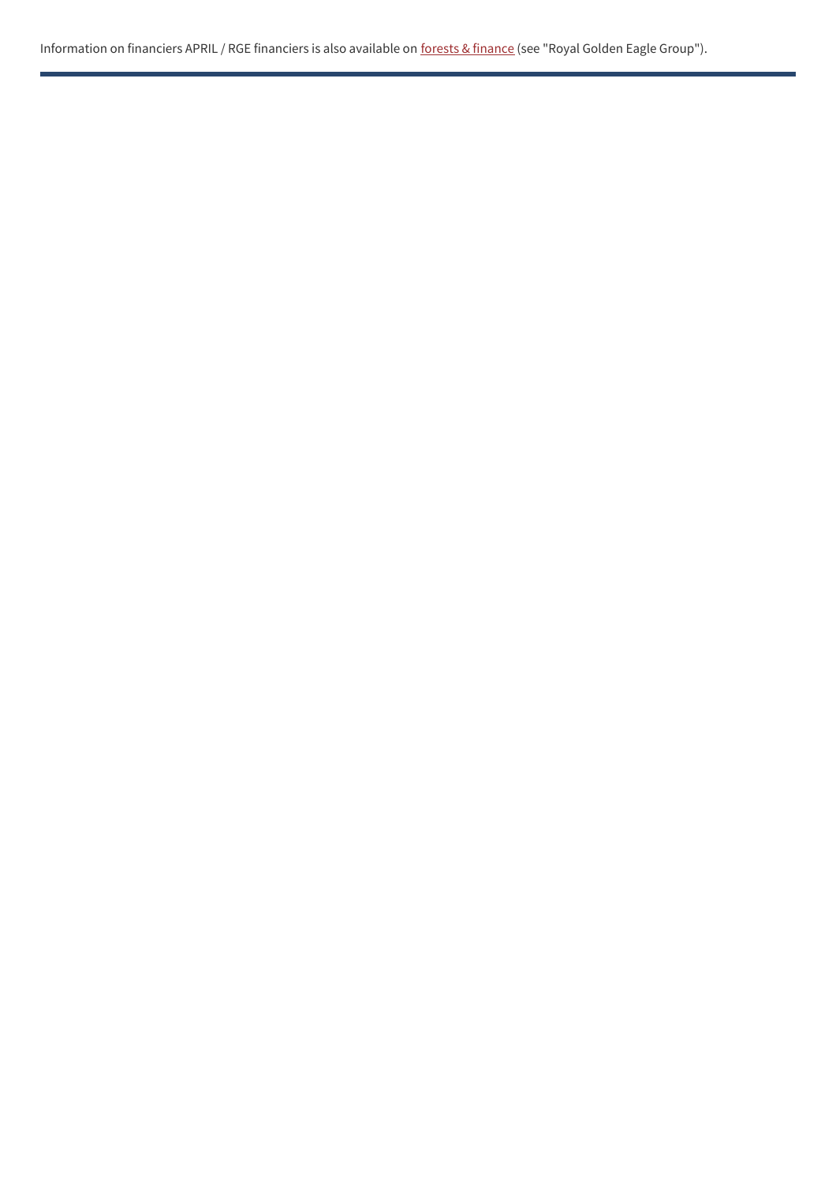Information on financiers APRIL / RGE financiers is also available on forests & finance (see "Royal Golden Eagle Group").